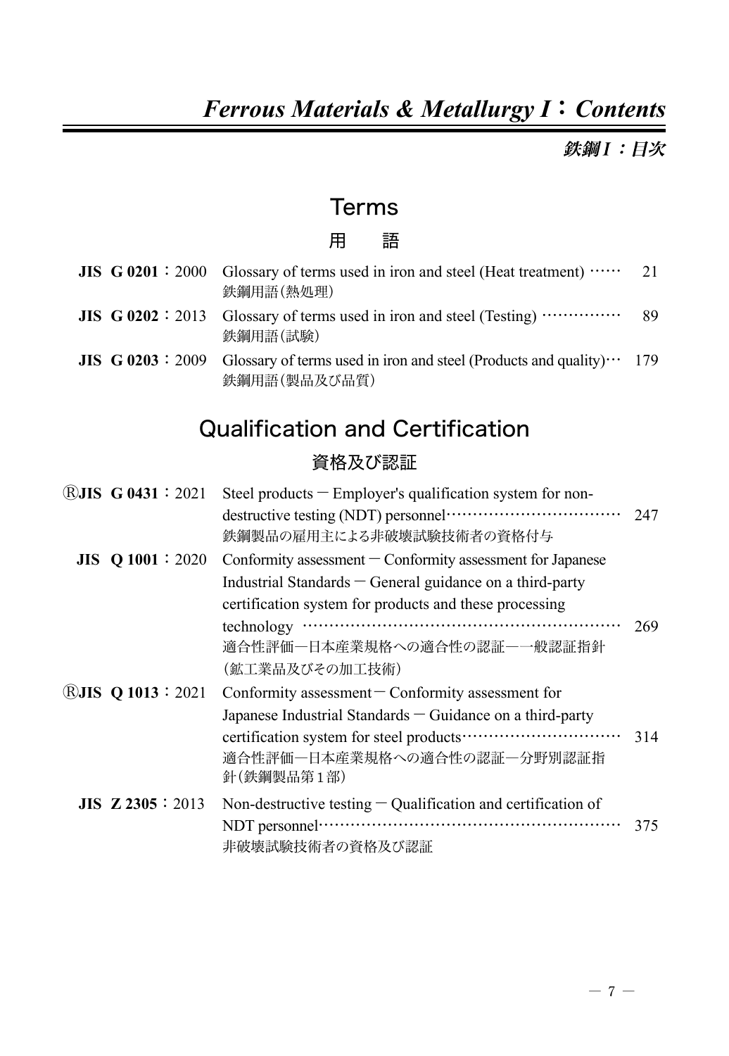# *Ferrous Materials & Metallurgy I：Contents*

***鉄鋼 I ：目次***

## Terms

## 用　語

| | | |
|---|---|---|
| **JIS G 0201**：2000 | Glossary of terms used in iron and steel (Heat treatment) ……<br>鉄鋼用語(熱処理) | 21 |
| **JIS G 0202**：2013 | Glossary of terms used in iron and steel (Testing) ……………<br>鉄鋼用語(試験) | 89 |
| **JIS G 0203**：2009 | Glossary of terms used in iron and steel (Products and quality)…<br>鉄鋼用語(製品及び品質) | 179 |

## Qualification and Certification

## 資格及び認証

| | | |
|---|---|---|
| ⓇJIS **G 0431**：2021 | Steel products − Employer's qualification system for non-destructive testing (NDT) personnel……………………………<br>鉄鋼製品の雇用主による非破壊試験技術者の資格付与 | 247 |
| **JIS Q 1001**：2020 | Conformity assessment − Conformity assessment for Japanese Industrial Standards − General guidance on a third-party certification system for products and these processing technology ……………………………………………………<br>適合性評価―日本産業規格への適合性の認証――般認証指針(鉱工業品及びその加工技術) | 269 |
| ⓇJIS **Q 1013**：2021 | Conformity assessment − Conformity assessment for Japanese Industrial Standards − Guidance on a third-party certification system for steel products…………………………<br>適合性評価―日本産業規格への適合性の認証―分野別認証指針(鉄鋼製品第１部) | 314 |
| **JIS Z 2305**：2013 | Non-destructive testing − Qualification and certification of NDT personnel…………………………………………………<br>非破壊試験技術者の資格及び認証 | 375 |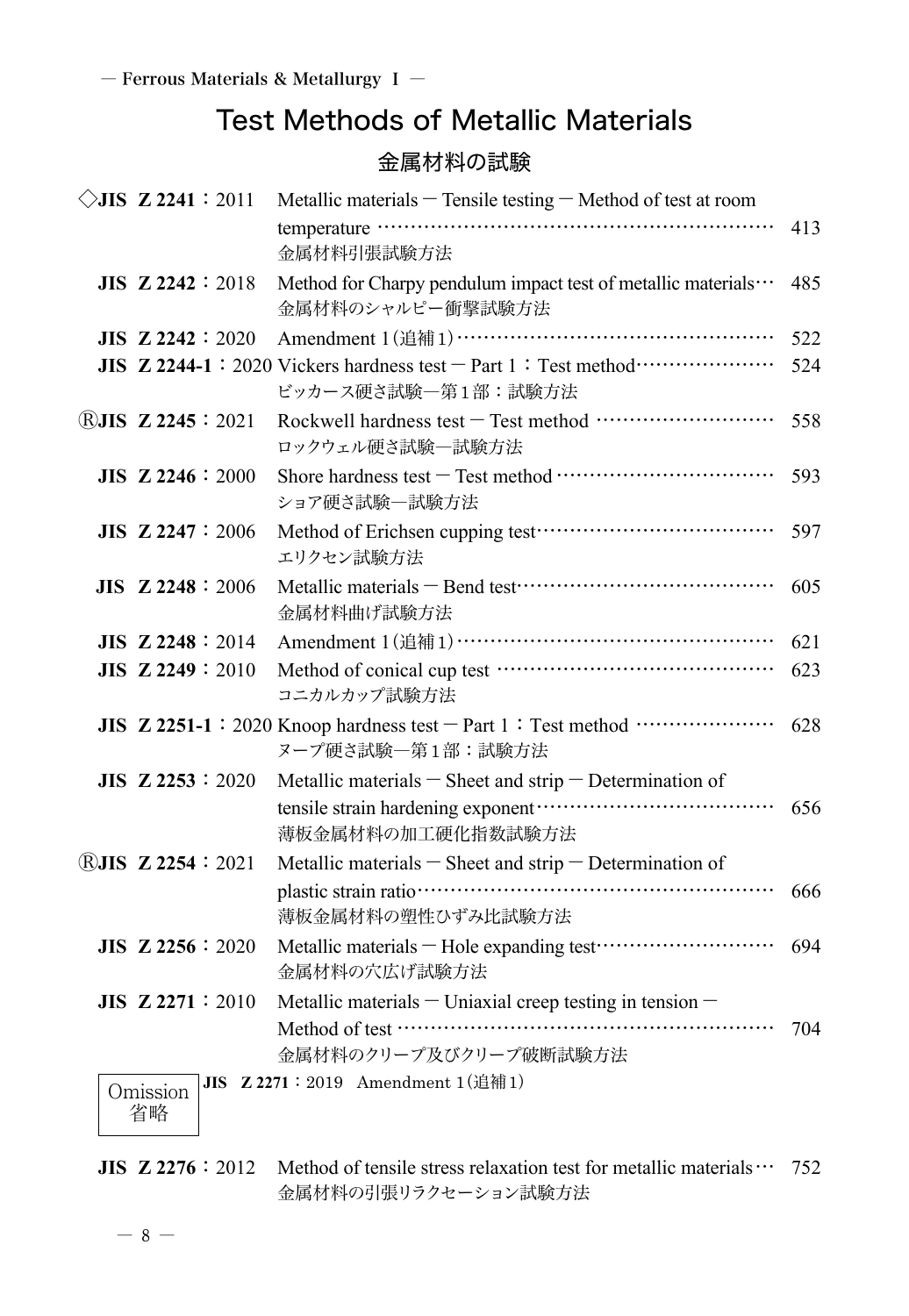# Test Methods of Metallic Materials

## 金属材料の試験

| Standard | Title | Page |
|---|---|---|
| ◇**JIS Z 2241**：2011 | Metallic materials － Tensile testing － Method of test at room temperature<br>金属材料引張試験方法 | 413 |
| **JIS Z 2242**：2018 | Method for Charpy pendulum impact test of metallic materials<br>金属材料のシャルピー衝撃試験方法 | 485 |
| **JIS Z 2242**：2020 | Amendment 1（追補1） | 522 |
| **JIS Z 2244-1**：2020 | Vickers hardness test － Part 1：Test method<br>ビッカース硬さ試験―第1部：試験方法 | 524 |
| Ⓡ**JIS Z 2245**：2021 | Rockwell hardness test － Test method<br>ロックウェル硬さ試験―試験方法 | 558 |
| **JIS Z 2246**：2000 | Shore hardness test － Test method<br>ショア硬さ試験―試験方法 | 593 |
| **JIS Z 2247**：2006 | Method of Erichsen cupping test<br>エリクセン試験方法 | 597 |
| **JIS Z 2248**：2006 | Metallic materials － Bend test<br>金属材料曲げ試験方法 | 605 |
| **JIS Z 2248**：2014 | Amendment 1（追補1） | 621 |
| **JIS Z 2249**：2010 | Method of conical cup test<br>コニカルカップ試験方法 | 623 |
| **JIS Z 2251-1**：2020 | Knoop hardness test － Part 1：Test method<br>ヌープ硬さ試験―第1部：試験方法 | 628 |
| **JIS Z 2253**：2020 | Metallic materials － Sheet and strip － Determination of tensile strain hardening exponent<br>薄板金属材料の加工硬化指数試験方法 | 656 |
| Ⓡ**JIS Z 2254**：2021 | Metallic materials － Sheet and strip － Determination of plastic strain ratio<br>薄板金属材料の塑性ひずみ比試験方法 | 666 |
| **JIS Z 2256**：2020 | Metallic materials － Hole expanding test<br>金属材料の穴広げ試験方法 | 694 |
| **JIS Z 2271**：2010 | Metallic materials － Uniaxial creep testing in tension － Method of test<br>金属材料のクリープ及びクリープ破断試験方法 | 704 |
| Omission 省略 **JIS Z 2271**：2019 | Amendment 1（追補1） | |
| **JIS Z 2276**：2012 | Method of tensile stress relaxation test for metallic materials<br>金属材料の引張リラクセーション試験方法 | 752 |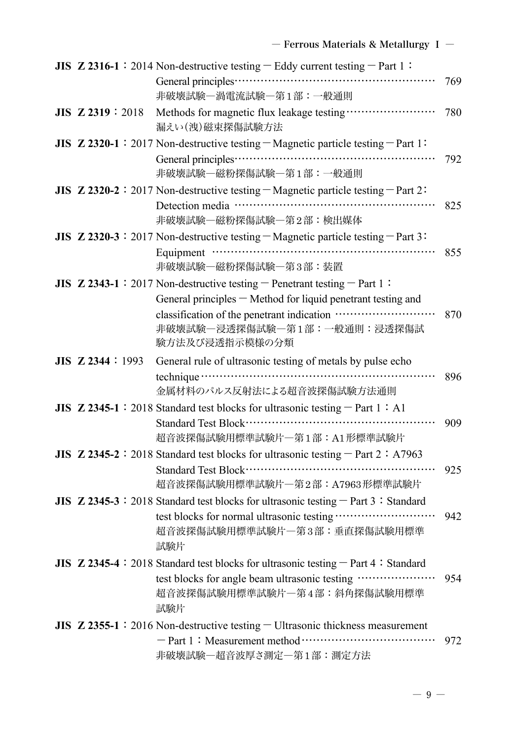**JIS Z 2316-1：2014** Non-destructive testing－Eddy current testing－Part 1：General principles……… 769
非破壊試験―渦電流試験―第1部：一般通則

**JIS Z 2319：2018** Methods for magnetic flux leakage testing……… 780
漏えい(洩)磁束探傷試験方法

**JIS Z 2320-1：2017** Non-destructive testing－Magnetic particle testing－Part 1：General principles……… 792
非破壊試験―磁粉探傷試験―第1部：一般通則

**JIS Z 2320-2：2017** Non-destructive testing－Magnetic particle testing－Part 2：Detection media……… 825
非破壊試験―磁粉探傷試験―第2部：検出媒体

**JIS Z 2320-3：2017** Non-destructive testing－Magnetic particle testing－Part 3：Equipment……… 855
非破壊試験―磁粉探傷試験―第3部：装置

**JIS Z 2343-1：2017** Non-destructive testing－Penetrant testing－Part 1：General principles－Method for liquid penetrant testing and classification of the penetrant indication……… 870
非破壊試験―浸透探傷試験―第1部：一般通則：浸透探傷試験方法及び浸透指示模様の分類

**JIS Z 2344：1993** General rule of ultrasonic testing of metals by pulse echo technique……… 896
金属材料のパルス反射法による超音波探傷試験方法通則

**JIS Z 2345-1：2018** Standard test blocks for ultrasonic testing－Part 1：A1 Standard Test Block……… 909
超音波探傷試験用標準試験片―第1部：A1形標準試験片

**JIS Z 2345-2：2018** Standard test blocks for ultrasonic testing－Part 2：A7963 Standard Test Block……… 925
超音波探傷試験用標準試験片―第2部：A7963形標準試験片

**JIS Z 2345-3：2018** Standard test blocks for ultrasonic testing－Part 3：Standard test blocks for normal ultrasonic testing……… 942
超音波探傷試験用標準試験片―第3部：垂直探傷試験用標準試験片

**JIS Z 2345-4：2018** Standard test blocks for ultrasonic testing－Part 4：Standard test blocks for angle beam ultrasonic testing……… 954
超音波探傷試験用標準試験片―第4部：斜角探傷試験用標準試験片

**JIS Z 2355-1：2016** Non-destructive testing－Ultrasonic thickness measurement－Part 1：Measurement method……… 972
非破壊試験―超音波厚さ測定―第1部：測定方法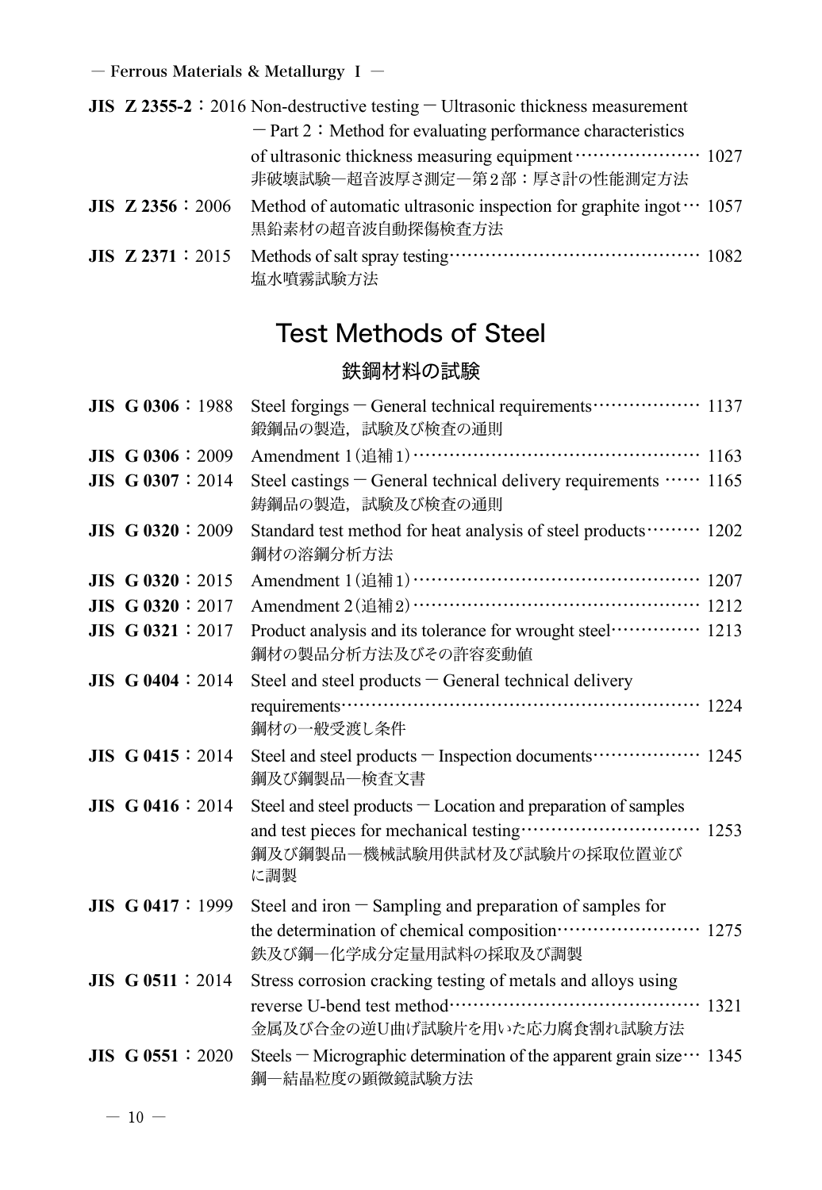**JIS Z 2355-2**：2016 Non-destructive testing − Ultrasonic thickness measurement − Part 2：Method for evaluating performance characteristics of ultrasonic thickness measuring equipment………………… 1027
非破壊試験−超音波厚さ測定−第２部：厚さ計の性能測定方法

**JIS Z 2356**：2006 Method of automatic ultrasonic inspection for graphite ingot… 1057
黒鉛素材の超音波自動探傷検査方法

**JIS Z 2371**：2015 Methods of salt spray testing…………………………………… 1082
塩水噴霧試験方法

# Test Methods of Steel

## 鉄鋼材料の試験

**JIS G 0306**：1988 Steel forgings − General technical requirements……………… 1137
鍛鋼品の製造，試験及び検査の通則

**JIS G 0306**：2009 Amendment 1（追補1）………………………………………… 1163

**JIS G 0307**：2014 Steel castings − General technical delivery requirements …… 1165
鋳鋼品の製造，試験及び検査の通則

**JIS G 0320**：2009 Standard test method for heat analysis of steel products……… 1202
鋼材の溶鋼分析方法

**JIS G 0320**：2015 Amendment 1（追補1）………………………………………… 1207

**JIS G 0320**：2017 Amendment 2（追補2）………………………………………… 1212

**JIS G 0321**：2017 Product analysis and its tolerance for wrought steel…………… 1213
鋼材の製品分析方法及びその許容変動値

**JIS G 0404**：2014 Steel and steel products − General technical delivery requirements……………………………………………………… 1224
鋼材の一般受渡し条件

**JIS G 0415**：2014 Steel and steel products − Inspection documents……………… 1245
鋼及び鋼製品−検査文書

**JIS G 0416**：2014 Steel and steel products − Location and preparation of samples and test pieces for mechanical testing………………………… 1253
鋼及び鋼製品−機械試験用供試材及び試験片の採取位置並びに調製

**JIS G 0417**：1999 Steel and iron − Sampling and preparation of samples for the determination of chemical composition…………………… 1275
鉄及び鋼−化学成分定量用試料の採取及び調製

**JIS G 0511**：2014 Stress corrosion cracking testing of metals and alloys using reverse U-bend test method…………………………………… 1321
金属及び合金の逆U曲げ試験片を用いた応力腐食割れ試験方法

**JIS G 0551**：2020 Steels − Micrographic determination of the apparent grain size… 1345
鋼−結晶粒度の顕微鏡試験方法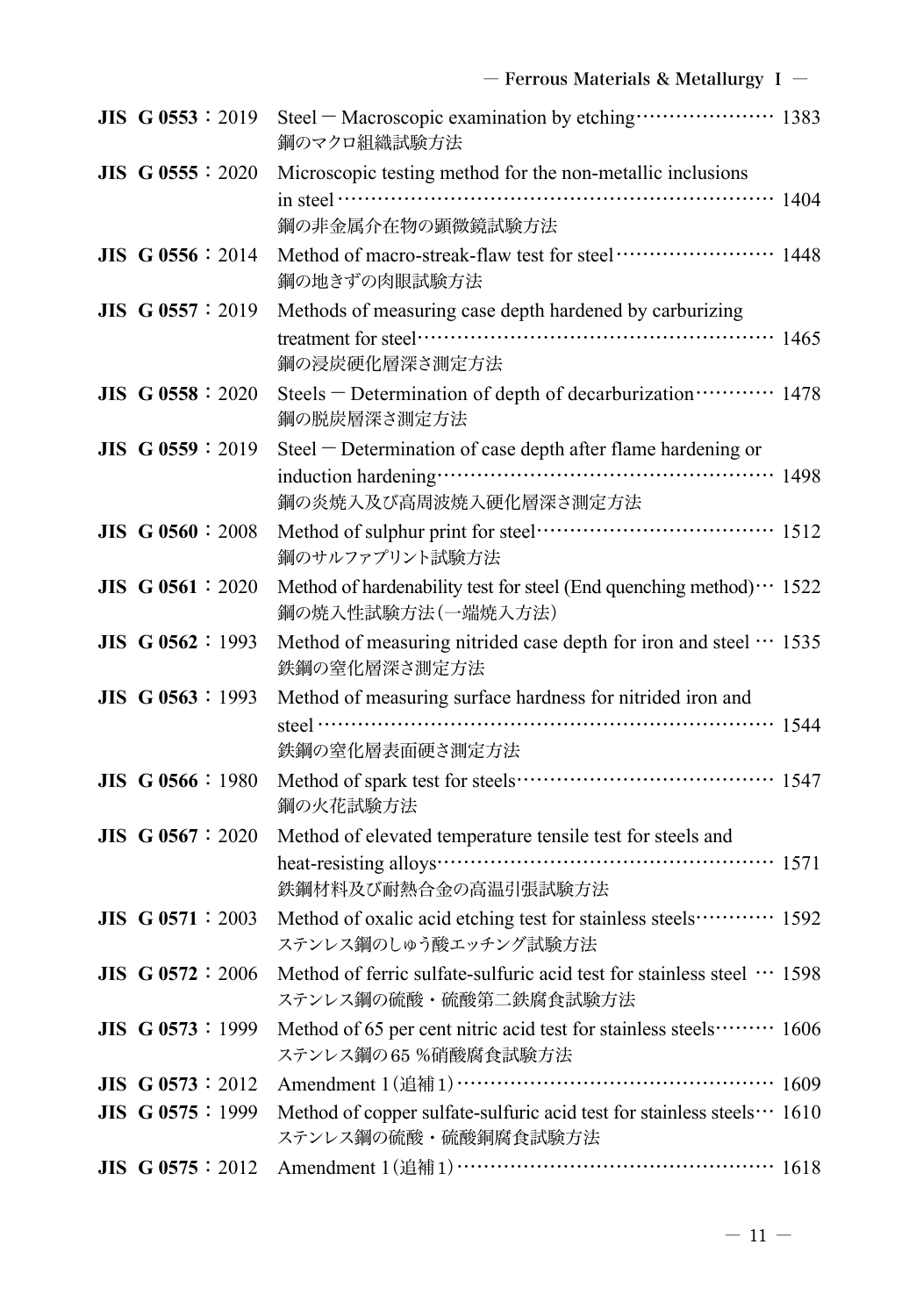| Standard | Title | Page |
|---|---|---|
| **JIS G 0553：2019** | Steel − Macroscopic examination by etching<br>鋼のマクロ組織試験方法 | 1383 |
| **JIS G 0555：2020** | Microscopic testing method for the non-metallic inclusions in steel<br>鋼の非金属介在物の顕微鏡試験方法 | 1404 |
| **JIS G 0556：2014** | Method of macro-streak-flaw test for steel<br>鋼の地きずの肉眼試験方法 | 1448 |
| **JIS G 0557：2019** | Methods of measuring case depth hardened by carburizing treatment for steel<br>鋼の浸炭硬化層深さ測定方法 | 1465 |
| **JIS G 0558：2020** | Steels − Determination of depth of decarburization<br>鋼の脱炭層深さ測定方法 | 1478 |
| **JIS G 0559：2019** | Steel − Determination of case depth after flame hardening or induction hardening<br>鋼の炎焼入及び高周波焼入硬化層深さ測定方法 | 1498 |
| **JIS G 0560：2008** | Method of sulphur print for steel<br>鋼のサルファプリント試験方法 | 1512 |
| **JIS G 0561：2020** | Method of hardenability test for steel (End quenching method)<br>鋼の焼入性試験方法(一端焼入方法) | 1522 |
| **JIS G 0562：1993** | Method of measuring nitrided case depth for iron and steel<br>鉄鋼の窒化層深さ測定方法 | 1535 |
| **JIS G 0563：1993** | Method of measuring surface hardness for nitrided iron and steel<br>鉄鋼の窒化層表面硬さ測定方法 | 1544 |
| **JIS G 0566：1980** | Method of spark test for steels<br>鋼の火花試験方法 | 1547 |
| **JIS G 0567：2020** | Method of elevated temperature tensile test for steels and heat-resisting alloys<br>鉄鋼材料及び耐熱合金の高温引張試験方法 | 1571 |
| **JIS G 0571：2003** | Method of oxalic acid etching test for stainless steels<br>ステンレス鋼のしゅう酸エッチング試験方法 | 1592 |
| **JIS G 0572：2006** | Method of ferric sulfate-sulfuric acid test for stainless steel<br>ステンレス鋼の硫酸・硫酸第二鉄腐食試験方法 | 1598 |
| **JIS G 0573：1999** | Method of 65 per cent nitric acid test for stainless steels<br>ステンレス鋼の65 %硝酸腐食試験方法 | 1606 |
| **JIS G 0573：2012** | Amendment 1(追補1) | 1609 |
| **JIS G 0575：1999** | Method of copper sulfate-sulfuric acid test for stainless steels<br>ステンレス鋼の硫酸・硫酸銅腐食試験方法 | 1610 |
| **JIS G 0575：2012** | Amendment 1(追補1) | 1618 |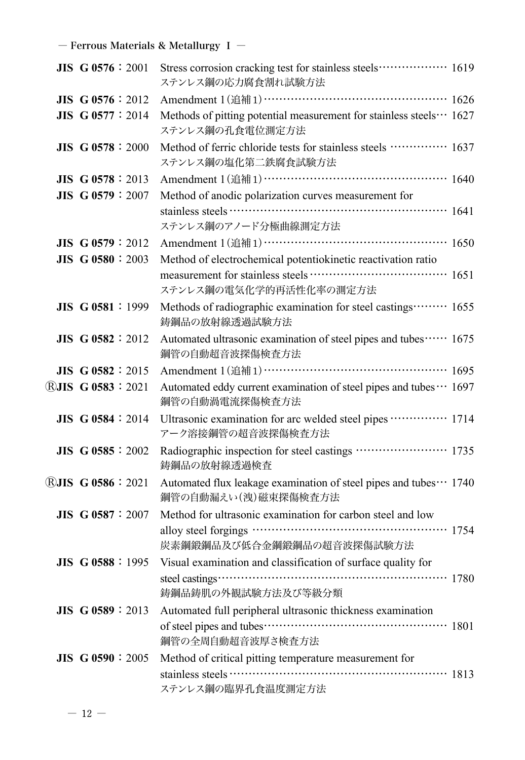— Ferrous Materials & Metallurgy I —

| Standard | Title | Page |
|---|---|---|
| **JIS G 0576**：2001 | Stress corrosion cracking test for stainless steels<br>ステンレス鋼の応力腐食割れ試験方法 | 1619 |
| **JIS G 0576**：2012 | Amendment 1（追補1） | 1626 |
| **JIS G 0577**：2014 | Methods of pitting potential measurement for stainless steels<br>ステンレス鋼の孔食電位測定方法 | 1627 |
| **JIS G 0578**：2000 | Method of ferric chloride tests for stainless steels<br>ステンレス鋼の塩化第二鉄腐食試験方法 | 1637 |
| **JIS G 0578**：2013 | Amendment 1（追補1） | 1640 |
| **JIS G 0579**：2007 | Method of anodic polarization curves measurement for stainless steels<br>ステンレス鋼のアノード分極曲線測定方法 | 1641 |
| **JIS G 0579**：2012 | Amendment 1（追補1） | 1650 |
| **JIS G 0580**：2003 | Method of electrochemical potentiokinetic reactivation ratio measurement for stainless steels<br>ステンレス鋼の電気化学的再活性化率の測定方法 | 1651 |
| **JIS G 0581**：1999 | Methods of radiographic examination for steel castings<br>鋳鋼品の放射線透過試験方法 | 1655 |
| **JIS G 0582**：2012 | Automated ultrasonic examination of steel pipes and tubes<br>鋼管の自動超音波探傷検査方法 | 1675 |
| **JIS G 0582**：2015 | Amendment 1（追補1） | 1695 |
| Ⓡ**JIS G 0583**：2021 | Automated eddy current examination of steel pipes and tubes<br>鋼管の自動渦電流探傷検査方法 | 1697 |
| **JIS G 0584**：2014 | Ultrasonic examination for arc welded steel pipes<br>アーク溶接鋼管の超音波探傷検査方法 | 1714 |
| **JIS G 0585**：2002 | Radiographic inspection for steel castings<br>鋳鋼品の放射線透過検査 | 1735 |
| Ⓡ**JIS G 0586**：2021 | Automated flux leakage examination of steel pipes and tubes<br>鋼管の自動漏えい(洩)磁束探傷検査方法 | 1740 |
| **JIS G 0587**：2007 | Method for ultrasonic examination for carbon steel and low alloy steel forgings<br>炭素鋼鍛鋼品及び低合金鋼鍛鋼品の超音波探傷試験方法 | 1754 |
| **JIS G 0588**：1995 | Visual examination and classification of surface quality for steel castings<br>鋳鋼品鋳肌の外観試験方法及び等級分類 | 1780 |
| **JIS G 0589**：2013 | Automated full peripheral ultrasonic thickness examination of steel pipes and tubes<br>鋼管の全周自動超音波厚さ検査方法 | 1801 |
| **JIS G 0590**：2005 | Method of critical pitting temperature measurement for stainless steels<br>ステンレス鋼の臨界孔食温度測定方法 | 1813 |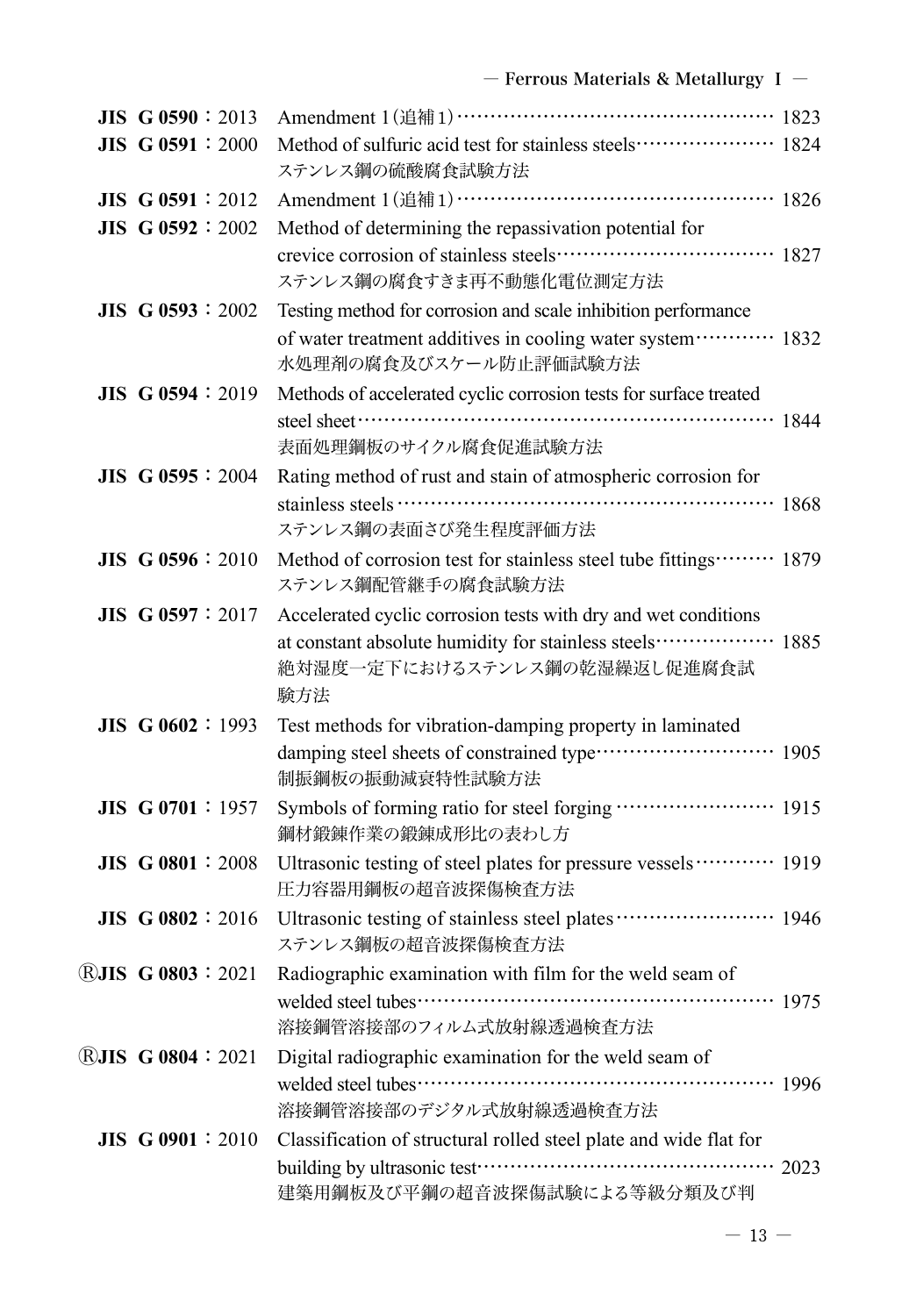| | | |
|---|---|---|
| **JIS G 0590**：2013 | Amendment 1（追補1） | 1823 |
| **JIS G 0591**：2000 | Method of sulfuric acid test for stainless steels<br>ステンレス鋼の硫酸腐食試験方法 | 1824 |
| **JIS G 0591**：2012 | Amendment 1（追補1） | 1826 |
| **JIS G 0592**：2002 | Method of determining the repassivation potential for crevice corrosion of stainless steels<br>ステンレス鋼の腐食すきま再不動態化電位測定方法 | 1827 |
| **JIS G 0593**：2002 | Testing method for corrosion and scale inhibition performance of water treatment additives in cooling water system<br>水処理剤の腐食及びスケール防止評価試験方法 | 1832 |
| **JIS G 0594**：2019 | Methods of accelerated cyclic corrosion tests for surface treated steel sheet<br>表面処理鋼板のサイクル腐食促進試験方法 | 1844 |
| **JIS G 0595**：2004 | Rating method of rust and stain of atmospheric corrosion for stainless steels<br>ステンレス鋼の表面さび発生程度評価方法 | 1868 |
| **JIS G 0596**：2010 | Method of corrosion test for stainless steel tube fittings<br>ステンレス鋼配管継手の腐食試験方法 | 1879 |
| **JIS G 0597**：2017 | Accelerated cyclic corrosion tests with dry and wet conditions at constant absolute humidity for stainless steels<br>絶対湿度一定下におけるステンレス鋼の乾湿繰返し促進腐食試験方法 | 1885 |
| **JIS G 0602**：1993 | Test methods for vibration-damping property in laminated damping steel sheets of constrained type<br>制振鋼板の振動減衰特性試験方法 | 1905 |
| **JIS G 0701**：1957 | Symbols of forming ratio for steel forging<br>鋼材鍛錬作業の鍛錬成形比の表わし方 | 1915 |
| **JIS G 0801**：2008 | Ultrasonic testing of steel plates for pressure vessels<br>圧力容器用鋼板の超音波探傷検査方法 | 1919 |
| **JIS G 0802**：2016 | Ultrasonic testing of stainless steel plates<br>ステンレス鋼板の超音波探傷検査方法 | 1946 |
| Ⓡ**JIS G 0803**：2021 | Radiographic examination with film for the weld seam of welded steel tubes<br>溶接鋼管溶接部のフィルム式放射線透過検査方法 | 1975 |
| Ⓡ**JIS G 0804**：2021 | Digital radiographic examination for the weld seam of welded steel tubes<br>溶接鋼管溶接部のデジタル式放射線透過検査方法 | 1996 |
| **JIS G 0901**：2010 | Classification of structural rolled steel plate and wide flat for building by ultrasonic test<br>建築用鋼板及び平鋼の超音波探傷試験による等級分類及び判 | 2023 |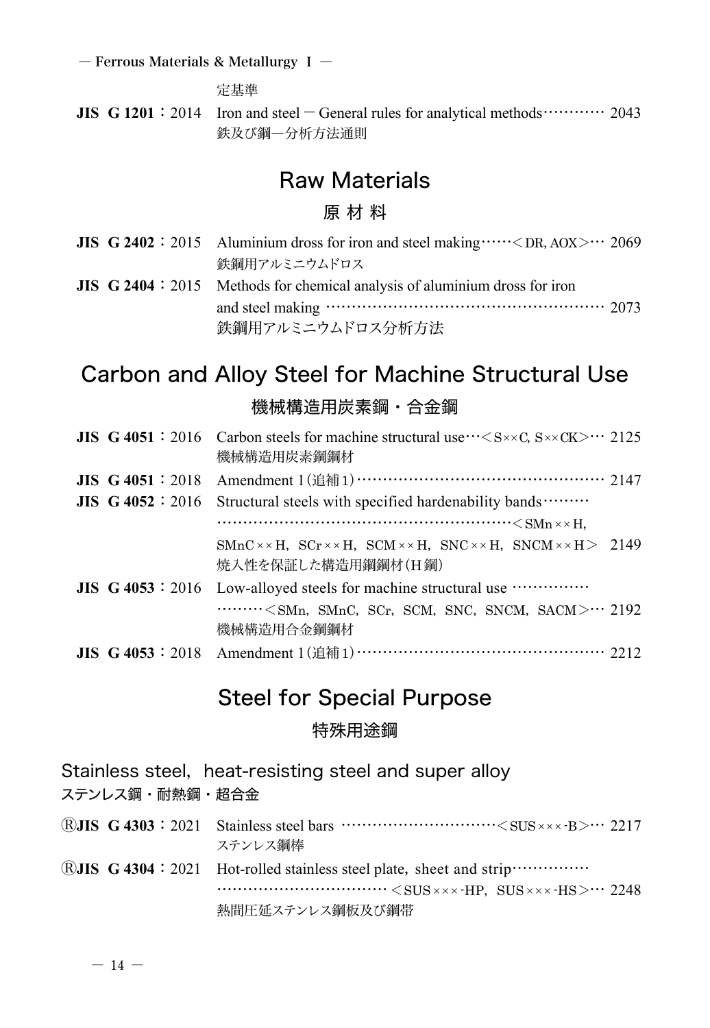定基準

**JIS G 1201**：2014 Iron and steel － General rules for analytical methods………… 2043
鉄及び鋼—分析方法通則

## Raw Materials

### 原 材 料

**JIS G 2402**：2015 Aluminium dross for iron and steel making……＜DR, AOX＞… 2069
鉄鋼用アルミニウムドロス

**JIS G 2404**：2015 Methods for chemical analysis of aluminium dross for iron and steel making ………………………………………………… 2073
鉄鋼用アルミニウムドロス分析方法

## Carbon and Alloy Steel for Machine Structural Use

### 機械構造用炭素鋼・合金鋼

**JIS G 4051**：2016 Carbon steels for machine structural use…＜S××C, S××CK＞… 2125
機械構造用炭素鋼鋼材

**JIS G 4051**：2018 Amendment 1（追補1）………………………………………… 2147

**JIS G 4052**：2016 Structural steels with specified hardenability bands………
……………………………………………………＜SMn××H, SMnC××H, SCr××H, SCM××H, SNC××H, SNCM××H＞ 2149
焼入性を保証した構造用鋼鋼材（H鋼）

**JIS G 4053**：2016 Low-alloyed steels for machine structural use ……………
………＜SMn, SMnC, SCr, SCM, SNC, SNCM, SACM＞… 2192
機械構造用合金鋼鋼材

**JIS G 4053**：2018 Amendment 1（追補1）………………………………………… 2212

## Steel for Special Purpose

### 特殊用途鋼

#### Stainless steel, heat-resisting steel and super alloy

#### ステンレス鋼・耐熱鋼・超合金

Ⓡ**JIS G 4303**：2021 Stainless steel bars …………………………＜SUS×××-B＞… 2217
ステンレス鋼棒

Ⓡ**JIS G 4304**：2021 Hot-rolled stainless steel plate, sheet and strip……………
……………………………＜SUS×××-HP, SUS×××-HS＞… 2248
熱間圧延ステンレス鋼板及び鋼帯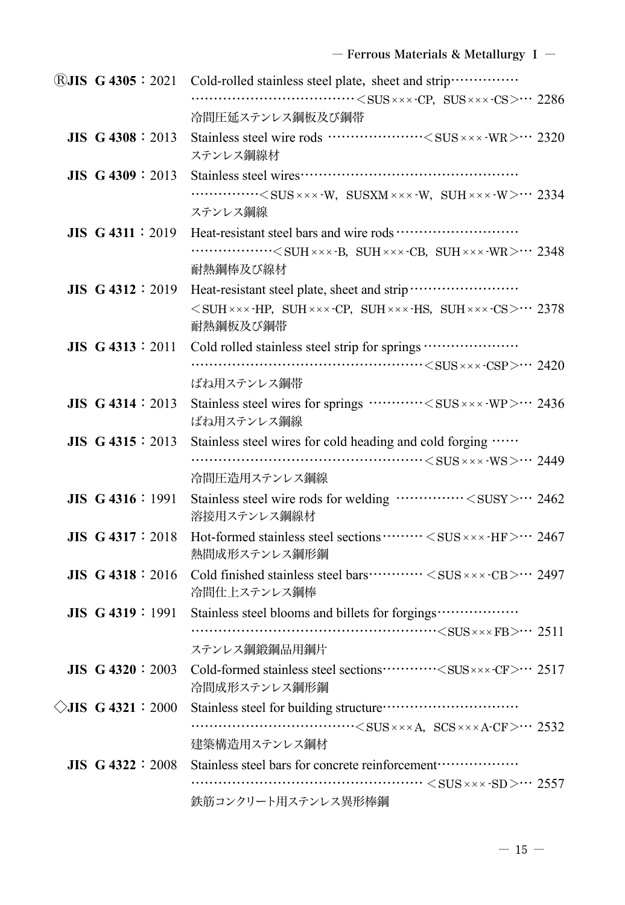ⓇJIS G 4305：2021 Cold-rolled stainless steel plate, sheet and strip……………………………………………………………<SUS×××-CP, SUS×××-CS>… 2286
冷間圧延ステンレス鋼板及び鋼帯

JIS G 4308：2013 Stainless steel wire rods …………………<SUS×××-WR>… 2320
ステンレス鋼線材

JIS G 4309：2013 Stainless steel wires……………………………………………………………<SUS×××-W, SUSXM×××-W, SUH×××-W>… 2334
ステンレス鋼線

JIS G 4311：2019 Heat-resistant steel bars and wire rods……………………………………………<SUH×××-B, SUH×××-CB, SUH×××-WR>… 2348
耐熱鋼棒及び線材

JIS G 4312：2019 Heat-resistant steel plate, sheet and strip……………………<SUH×××-HP, SUH×××-CP, SUH×××-HS, SUH×××-CS>… 2378
耐熱鋼板及び鋼帯

JIS G 4313：2011 Cold rolled stainless steel strip for springs…………………………………………………………………………<SUS×××-CSP>… 2420
ばね用ステンレス鋼帯

JIS G 4314：2013 Stainless steel wires for springs …………<SUS×××-WP>… 2436
ばね用ステンレス鋼線

JIS G 4315：2013 Stainless steel wires for cold heading and cold forging ……………………………………………………<SUS×××-WS>… 2449
冷間圧造用ステンレス鋼線

JIS G 4316：1991 Stainless steel wire rods for welding ……………<SUSY>… 2462
溶接用ステンレス鋼線材

JIS G 4317：2018 Hot-formed stainless steel sections……… <SUS×××-HF>… 2467
熱間成形ステンレス鋼形鋼

JIS G 4318：2016 Cold finished stainless steel bars………… <SUS×××-CB>… 2497
冷間仕上ステンレス鋼棒

JIS G 4319：1991 Stainless steel blooms and billets for forgings……………………………………………………………………<SUS×××FB>… 2511
ステンレス鋼鍛鋼品用鋼片

JIS G 4320：2003 Cold-formed stainless steel sections…………<SUS×××-CF>… 2517
冷間成形ステンレス鋼形鋼

◇JIS G 4321：2000 Stainless steel for building structure……………………………………………………………<SUS×××A, SCS×××A-CF>… 2532
建築構造用ステンレス鋼材

JIS G 4322：2008 Stainless steel bars for concrete reinforcement……………………………………………………………… <SUS×××-SD>… 2557
鉄筋コンクリート用ステンレス異形棒鋼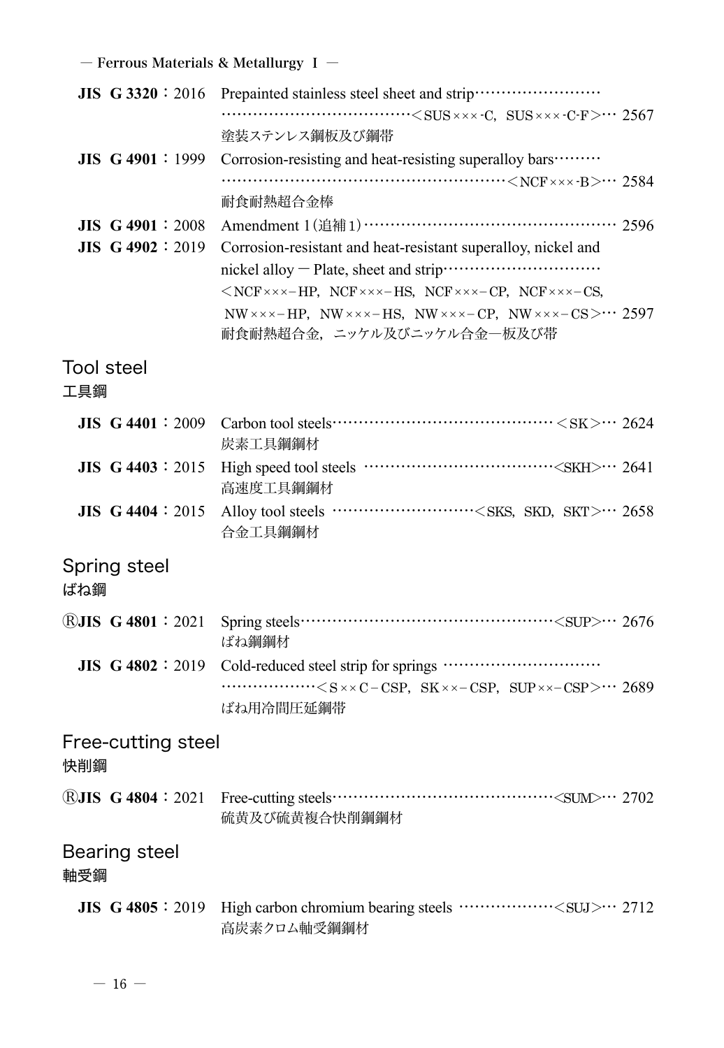**JIS G 3320**：2016 Prepainted stainless steel sheet and strip……………………………………………………………<SUS×××-C, SUS×××-C-F>… 2567
塗装ステンレス鋼板及び鋼帯

**JIS G 4901**：1999 Corrosion-resisting and heat-resisting superalloy bars………………………………………………………………<NCF×××-B>… 2584
耐食耐熱超合金棒

**JIS G 4901**：2008 Amendment 1（追補1）…………………………………………… 2596

**JIS G 4902**：2019 Corrosion-resistant and heat-resistant superalloy, nickel and nickel alloy − Plate, sheet and strip…………………………
<NCF×××−HP, NCF×××−HS, NCF×××−CP, NCF×××−CS, NW×××−HP, NW×××−HS, NW×××−CP, NW×××−CS>… 2597
耐食耐熱超合金，ニッケル及びニッケル合金−板及び帯

## Tool steel
## 工具鋼

**JIS G 4401**：2009 Carbon tool steels……………………………………<SK>… 2624
炭素工具鋼鋼材

**JIS G 4403**：2015 High speed tool steels ………………………………<SKH>… 2641
高速度工具鋼鋼材

**JIS G 4404**：2015 Alloy tool steels ………………………<SKS, SKD, SKT>… 2658
合金工具鋼鋼材

## Spring steel
## ばね鋼

Ⓡ**JIS G 4801**：2021 Spring steels……………………………………………<SUP>… 2676
ばね鋼鋼材

**JIS G 4802**：2019 Cold-reduced steel strip for springs …………………………………………<S××C−CSP, SK××−CSP, SUP××−CSP>… 2689
ばね用冷間圧延鋼帯

## Free-cutting steel
## 快削鋼

Ⓡ**JIS G 4804**：2021 Free-cutting steels……………………………………<SUM>… 2702
硫黄及び硫黄複合快削鋼鋼材

## Bearing steel
## 軸受鋼

**JIS G 4805**：2019 High carbon chromium bearing steels ………………<SUJ>… 2712
高炭素クロム軸受鋼鋼材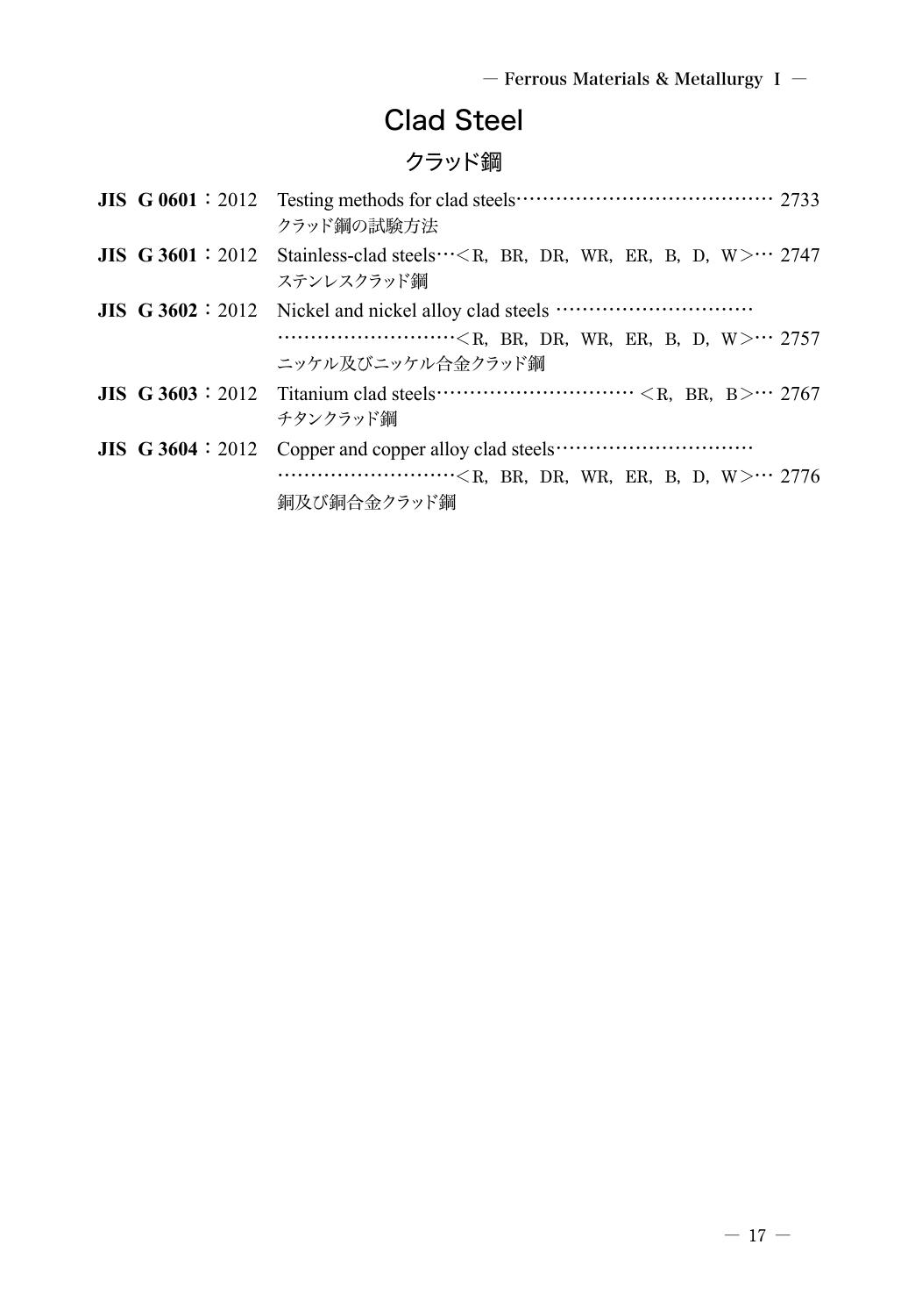# Clad Steel

## クラッド鋼

**JIS G 0601**：2012 Testing methods for clad steels…………………………………… 2733
クラッド鋼の試験方法

**JIS G 3601**：2012 Stainless-clad steels…＜R, BR, DR, WR, ER, B, D, W＞… 2747
ステンレスクラッド鋼

**JIS G 3602**：2012 Nickel and nickel alloy clad steels …………………………… ………………………＜R, BR, DR, WR, ER, B, D, W＞… 2757
ニッケル及びニッケル合金クラッド鋼

**JIS G 3603**：2012 Titanium clad steels………………………… ＜R, BR, B＞… 2767
チタンクラッド鋼

**JIS G 3604**：2012 Copper and copper alloy clad steels………………………… ………………………＜R, BR, DR, WR, ER, B, D, W＞… 2776
銅及び銅合金クラッド鋼